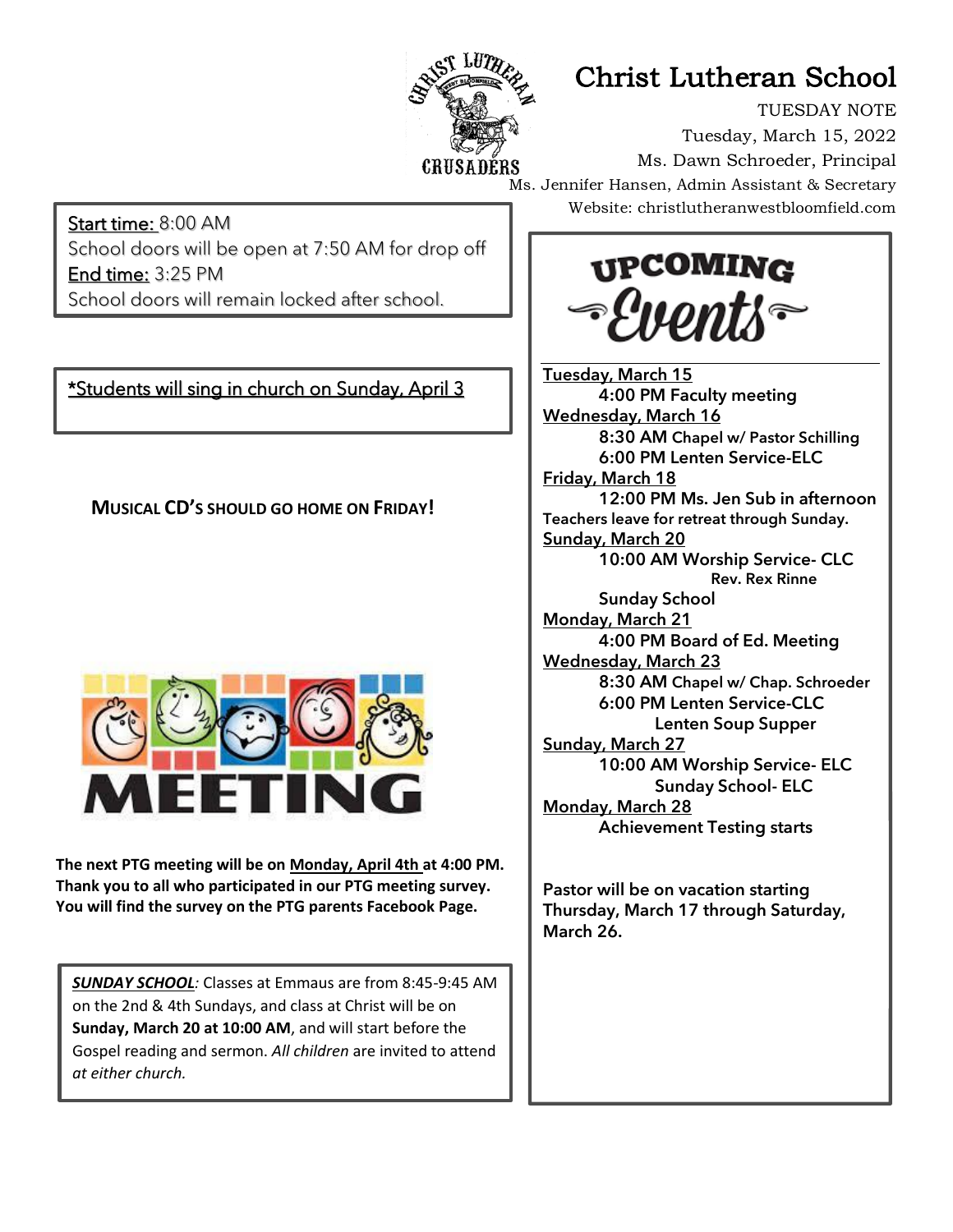# Christ Lutheran School

TUESDAY NOTE

Tuesday, March 15, 2022

Ms. Dawn Schroeder, Principal

Ms. Jennifer Hansen, Admin Assistant & Secretary

Website: christlutheranwestbloomfield.com

<u>Start time:</u> 8:00 AM
School doors will be open at 7:50 AM for drop off
<u>End time:</u> 3:25 PM
School doors will remain locked after school.

<u>*Students will sing in church on Sunday, April 3</u>

**MUSICAL CD'S SHOULD GO HOME ON FRIDAY!**

**The next PTG meeting will be on <u>Monday, April 4th</u> at 4:00 PM. Thank you to all who participated in our PTG meeting survey. You will find the survey on the PTG parents Facebook Page.**

***<u>SUNDAY SCHOOL</u>****:* Classes at Emmaus are from 8:45-9:45 AM on the 2nd & 4th Sundays, and class at Christ will be on **Sunday, March 20 at 10:00 AM**, and will start before the Gospel reading and sermon. *All children* are invited to attend *at either church.*

## UPCOMING Events

<u>Tuesday, March 15</u>
- **4:00 PM Faculty meeting**

<u>Wednesday, March 16</u>
- **8:30 AM Chapel w/ Pastor Schilling**
- **6:00 PM Lenten Service-ELC**

<u>Friday, March 18</u>
- **12:00 PM Ms. Jen Sub in afternoon**

**Teachers leave for retreat through Sunday.**

<u>Sunday, March 20</u>
- **10:00 AM Worship Service- CLC**
  **Rev. Rex Rinne**
- **Sunday School**

<u>Monday, March 21</u>
- **4:00 PM Board of Ed. Meeting**

<u>Wednesday, March 23</u>
- **8:30 AM Chapel w/ Chap. Schroeder**
- **6:00 PM Lenten Service-CLC**
  **Lenten Soup Supper**

<u>Sunday, March 27</u>
- **10:00 AM Worship Service- ELC**
  **Sunday School- ELC**

<u>Monday, March 28</u>
- **Achievement Testing starts**

**Pastor will be on vacation starting Thursday, March 17 through Saturday, March 26.**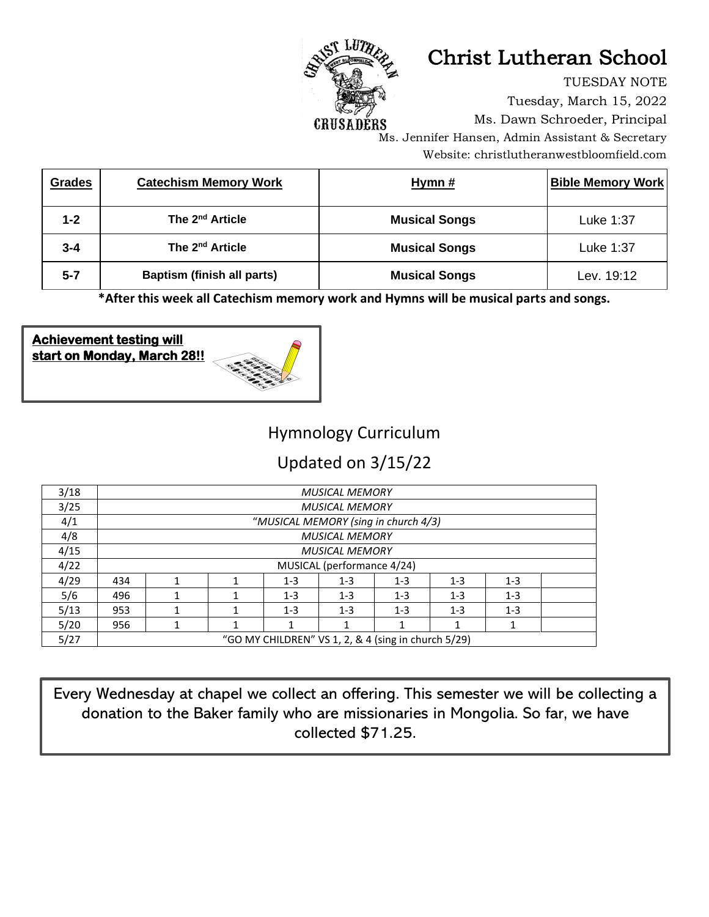# Christ Lutheran School

TUESDAY NOTE

Tuesday, March 15, 2022

Ms. Dawn Schroeder, Principal

Ms. Jennifer Hansen, Admin Assistant & Secretary

Website: christlutheranwestbloomfield.com

| Grades | Catechism Memory Work | Hymn # | Bible Memory Work |
|---|---|---|---|
| 1-2 | The 2nd Article | Musical Songs | Luke 1:37 |
| 3-4 | The 2nd Article | Musical Songs | Luke 1:37 |
| 5-7 | Baptism (finish all parts) | Musical Songs | Lev. 19:12 |

**\*After this week all Catechism memory work and Hymns will be musical parts and songs.**

**Achievement testing will start on Monday, March 28!!**

## Hymnology Curriculum

## Updated on 3/15/22

| | | | | | | | | | |
|---|---|---|---|---|---|---|---|---|---|
| 3/18 | *MUSICAL MEMORY* | | | | | | | | |
| 3/25 | *MUSICAL MEMORY* | | | | | | | | |
| 4/1 | *"MUSICAL MEMORY (sing in church 4/3)* | | | | | | | | |
| 4/8 | *MUSICAL MEMORY* | | | | | | | | |
| 4/15 | *MUSICAL MEMORY* | | | | | | | | |
| 4/22 | MUSICAL (performance 4/24) | | | | | | | | |
| 4/29 | 434 | 1 | 1 | 1-3 | 1-3 | 1-3 | 1-3 | 1-3 | |
| 5/6 | 496 | 1 | 1 | 1-3 | 1-3 | 1-3 | 1-3 | 1-3 | |
| 5/13 | 953 | 1 | 1 | 1-3 | 1-3 | 1-3 | 1-3 | 1-3 | |
| 5/20 | 956 | 1 | 1 | 1 | 1 | 1 | 1 | 1 | |
| 5/27 | "GO MY CHILDREN" VS 1, 2, & 4 (sing in church 5/29) | | | | | | | | |

Every Wednesday at chapel we collect an offering. This semester we will be collecting a donation to the Baker family who are missionaries in Mongolia. So far, we have collected $71.25.